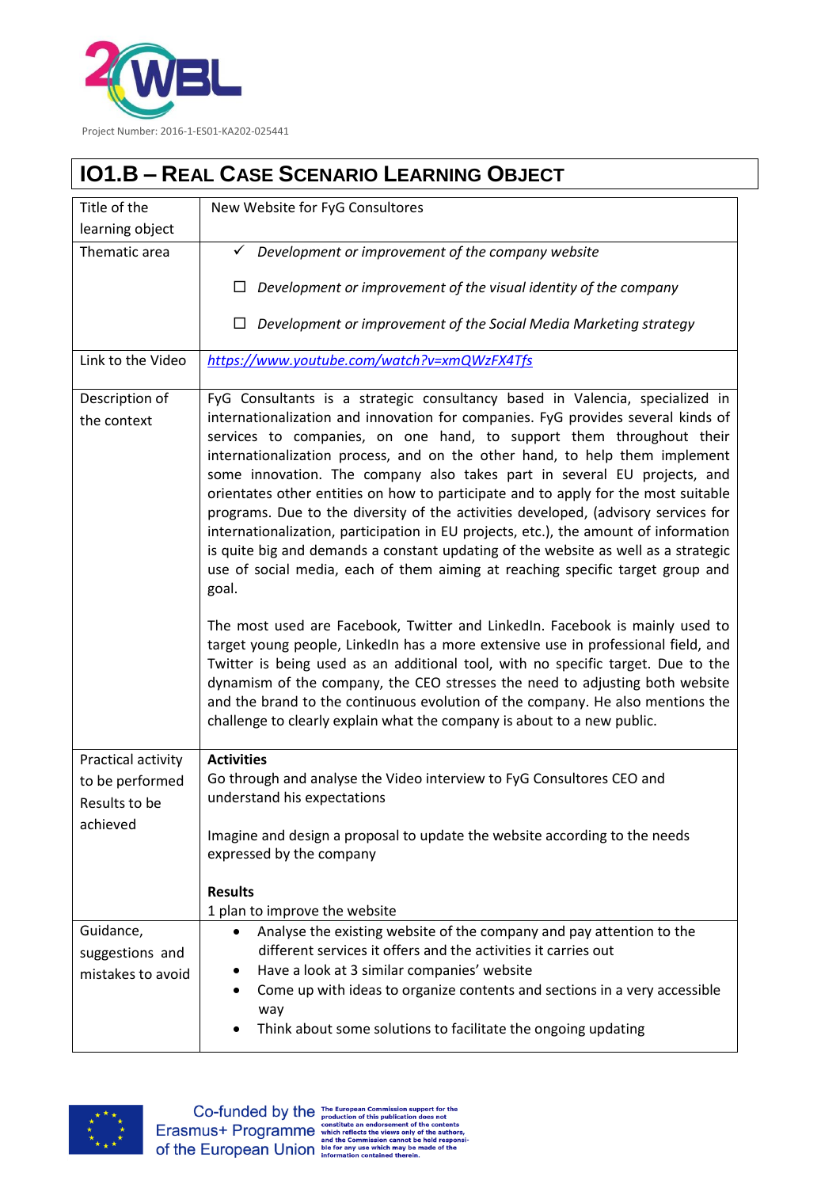Project Number: 2016-1-ES01-KA202-025441

# IO1.B – Real Case Scenario Learning Object

| | |
|---|---|
| Title of the learning object | New Website for FyG Consultores |
| Thematic area | ✓ *Development or improvement of the company website*<br><br>☐ *Development or improvement of the visual identity of the company*<br><br>☐ *Development or improvement of the Social Media Marketing strategy* |
| Link to the Video | *https://www.youtube.com/watch?v=xmQWzFX4Tfs* |
| Description of the context | FyG Consultants is a strategic consultancy based in Valencia, specialized in internationalization and innovation for companies. FyG provides several kinds of services to companies, on one hand, to support them throughout their internationalization process, and on the other hand, to help them implement some innovation. The company also takes part in several EU projects, and orientates other entities on how to participate and to apply for the most suitable programs. Due to the diversity of the activities developed, (advisory services for internationalization, participation in EU projects, etc.), the amount of information is quite big and demands a constant updating of the website as well as a strategic use of social media, each of them aiming at reaching specific target group and goal.<br><br>The most used are Facebook, Twitter and LinkedIn. Facebook is mainly used to target young people, LinkedIn has a more extensive use in professional field, and Twitter is being used as an additional tool, with no specific target. Due to the dynamism of the company, the CEO stresses the need to adjusting both website and the brand to the continuous evolution of the company. He also mentions the challenge to clearly explain what the company is about to a new public. |
| Practical activity to be performed<br>Results to be achieved | **Activities**<br>Go through and analyse the Video interview to FyG Consultores CEO and understand his expectations<br><br>Imagine and design a proposal to update the website according to the needs expressed by the company<br><br>**Results**<br>1 plan to improve the website |
| Guidance, suggestions and mistakes to avoid | • Analyse the existing website of the company and pay attention to the different services it offers and the activities it carries out<br>• Have a look at 3 similar companies' website<br>• Come up with ideas to organize contents and sections in a very accessible way<br>• Think about some solutions to facilitate the ongoing updating |

Co-funded by the Erasmus+ Programme of the European Union

The European Commission support for the production of this publication does not constitute an endorsement of the contents which reflects the views only of the authors, and the Commission cannot be held responsible for any use which may be made of the information contained therein.